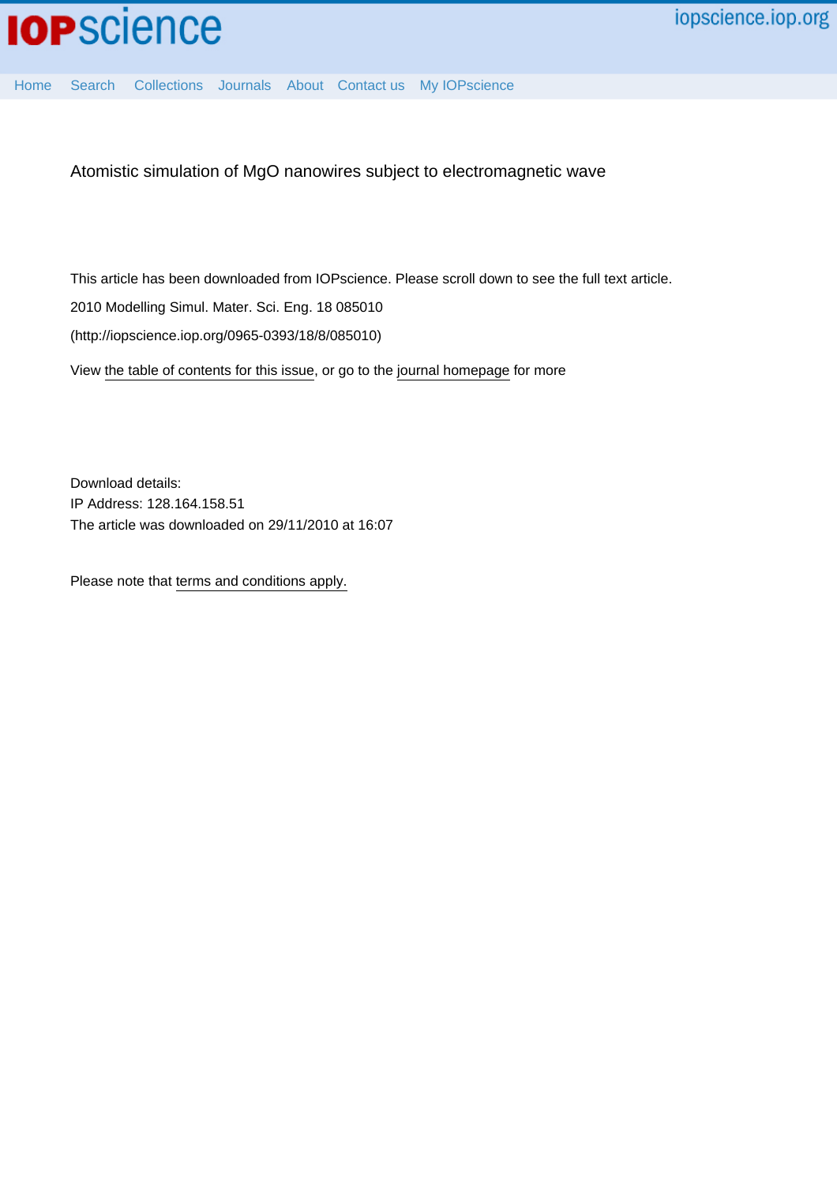# Atomistic simulation of MgO nanowires subject to electromagnetic wave

This article has been downloaded from IOPscience. Please scroll down to see the full text article.

2010 Modelling Simul. Mater. Sci. Eng. 18 085010

(http://iopscience.iop.org/0965-0393/18/8/085010)

View the table of contents for this issue, or go to the journal homepage for more

Download details:
IP Address: 128.164.158.51
The article was downloaded on 29/11/2010 at 16:07

Please note that terms and conditions apply.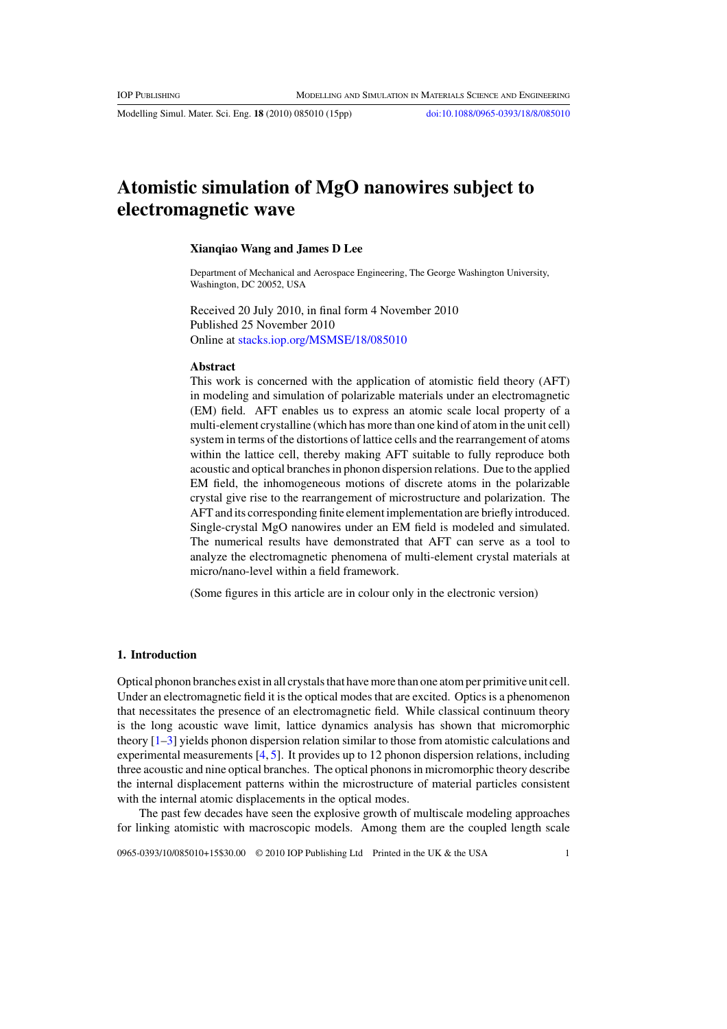# Atomistic simulation of MgO nanowires subject to electromagnetic wave

**Xianqiao Wang and James D Lee**

Department of Mechanical and Aerospace Engineering, The George Washington University, Washington, DC 20052, USA

Received 20 July 2010, in final form 4 November 2010
Published 25 November 2010
Online at stacks.iop.org/MSMSE/18/085010

### Abstract

This work is concerned with the application of atomistic field theory (AFT) in modeling and simulation of polarizable materials under an electromagnetic (EM) field. AFT enables us to express an atomic scale local property of a multi-element crystalline (which has more than one kind of atom in the unit cell) system in terms of the distortions of lattice cells and the rearrangement of atoms within the lattice cell, thereby making AFT suitable to fully reproduce both acoustic and optical branches in phonon dispersion relations. Due to the applied EM field, the inhomogeneous motions of discrete atoms in the polarizable crystal give rise to the rearrangement of microstructure and polarization. The AFT and its corresponding finite element implementation are briefly introduced. Single-crystal MgO nanowires under an EM field is modeled and simulated. The numerical results have demonstrated that AFT can serve as a tool to analyze the electromagnetic phenomena of multi-element crystal materials at micro/nano-level within a field framework.

(Some figures in this article are in colour only in the electronic version)

## 1. Introduction

Optical phonon branches exist in all crystals that have more than one atom per primitive unit cell. Under an electromagnetic field it is the optical modes that are excited. Optics is a phenomenon that necessitates the presence of an electromagnetic field. While classical continuum theory is the long acoustic wave limit, lattice dynamics analysis has shown that micromorphic theory [1–3] yields phonon dispersion relation similar to those from atomistic calculations and experimental measurements [4, 5]. It provides up to 12 phonon dispersion relations, including three acoustic and nine optical branches. The optical phonons in micromorphic theory describe the internal displacement patterns within the microstructure of material particles consistent with the internal atomic displacements in the optical modes.

The past few decades have seen the explosive growth of multiscale modeling approaches for linking atomistic with macroscopic models. Among them are the coupled length scale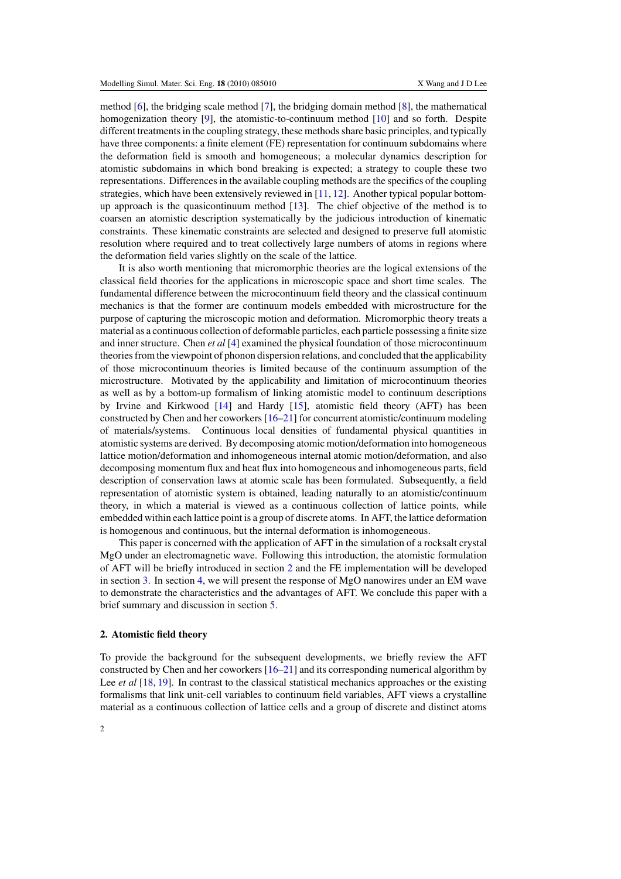method [6], the bridging scale method [7], the bridging domain method [8], the mathematical homogenization theory [9], the atomistic-to-continuum method [10] and so forth. Despite different treatments in the coupling strategy, these methods share basic principles, and typically have three components: a finite element (FE) representation for continuum subdomains where the deformation field is smooth and homogeneous; a molecular dynamics description for atomistic subdomains in which bond breaking is expected; a strategy to couple these two representations. Differences in the available coupling methods are the specifics of the coupling strategies, which have been extensively reviewed in [11, 12]. Another typical popular bottom-up approach is the quasicontinuum method [13]. The chief objective of the method is to coarsen an atomistic description systematically by the judicious introduction of kinematic constraints. These kinematic constraints are selected and designed to preserve full atomistic resolution where required and to treat collectively large numbers of atoms in regions where the deformation field varies slightly on the scale of the lattice.

It is also worth mentioning that micromorphic theories are the logical extensions of the classical field theories for the applications in microscopic space and short time scales. The fundamental difference between the microcontinuum field theory and the classical continuum mechanics is that the former are continuum models embedded with microstructure for the purpose of capturing the microscopic motion and deformation. Micromorphic theory treats a material as a continuous collection of deformable particles, each particle possessing a finite size and inner structure. Chen *et al* [4] examined the physical foundation of those microcontinuum theories from the viewpoint of phonon dispersion relations, and concluded that the applicability of those microcontinuum theories is limited because of the continuum assumption of the microstructure. Motivated by the applicability and limitation of microcontinuum theories as well as by a bottom-up formalism of linking atomistic model to continuum descriptions by Irvine and Kirkwood [14] and Hardy [15], atomistic field theory (AFT) has been constructed by Chen and her coworkers [16–21] for concurrent atomistic/continuum modeling of materials/systems. Continuous local densities of fundamental physical quantities in atomistic systems are derived. By decomposing atomic motion/deformation into homogeneous lattice motion/deformation and inhomogeneous internal atomic motion/deformation, and also decomposing momentum flux and heat flux into homogeneous and inhomogeneous parts, field description of conservation laws at atomic scale has been formulated. Subsequently, a field representation of atomistic system is obtained, leading naturally to an atomistic/continuum theory, in which a material is viewed as a continuous collection of lattice points, while embedded within each lattice point is a group of discrete atoms. In AFT, the lattice deformation is homogenous and continuous, but the internal deformation is inhomogeneous.

This paper is concerned with the application of AFT in the simulation of a rocksalt crystal MgO under an electromagnetic wave. Following this introduction, the atomistic formulation of AFT will be briefly introduced in section 2 and the FE implementation will be developed in section 3. In section 4, we will present the response of MgO nanowires under an EM wave to demonstrate the characteristics and the advantages of AFT. We conclude this paper with a brief summary and discussion in section 5.

## 2. Atomistic field theory

To provide the background for the subsequent developments, we briefly review the AFT constructed by Chen and her coworkers [16–21] and its corresponding numerical algorithm by Lee *et al* [18, 19]. In contrast to the classical statistical mechanics approaches or the existing formalisms that link unit-cell variables to continuum field variables, AFT views a crystalline material as a continuous collection of lattice cells and a group of discrete and distinct atoms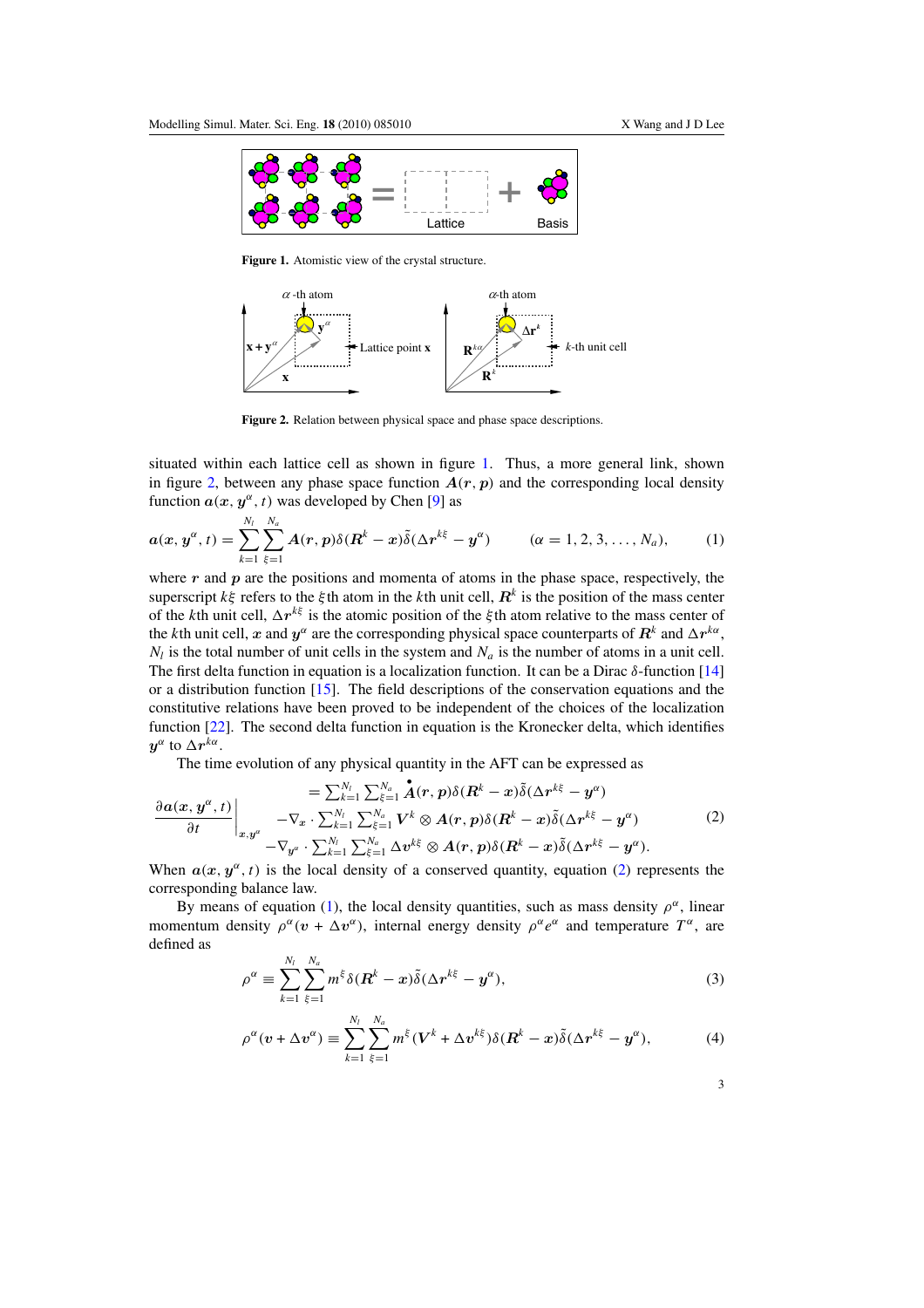Figure 1. Atomistic view of the crystal structure.

Figure 2. Relation between physical space and phase space descriptions.

situated within each lattice cell as shown in figure 1. Thus, a more general link, shown in figure 2, between any phase space function $\boldsymbol{A}(\boldsymbol{r}, \boldsymbol{p})$ and the corresponding local density function $\boldsymbol{a}(\boldsymbol{x}, \boldsymbol{y}^\alpha, t)$ was developed by Chen [9] as

$$\boldsymbol{a}(\boldsymbol{x}, \boldsymbol{y}^\alpha, t) = \sum_{k=1}^{N_l} \sum_{\xi=1}^{N_a} \boldsymbol{A}(\boldsymbol{r}, \boldsymbol{p}) \delta(\boldsymbol{R}^k - \boldsymbol{x}) \tilde{\delta}(\Delta \boldsymbol{r}^{k\xi} - \boldsymbol{y}^\alpha) \qquad (\alpha = 1, 2, 3, \ldots, N_a), \tag{1}$$

where $\boldsymbol{r}$ and $\boldsymbol{p}$ are the positions and momenta of atoms in the phase space, respectively, the superscript $k\xi$ refers to the $\xi$th atom in the $k$th unit cell, $\boldsymbol{R}^k$ is the position of the mass center of the $k$th unit cell, $\Delta \boldsymbol{r}^{k\xi}$ is the atomic position of the $\xi$th atom relative to the mass center of the $k$th unit cell, $\boldsymbol{x}$ and $\boldsymbol{y}^\alpha$ are the corresponding physical space counterparts of $\boldsymbol{R}^k$ and $\Delta \boldsymbol{r}^{k\alpha}$, $N_l$ is the total number of unit cells in the system and $N_a$ is the number of atoms in a unit cell. The first delta function in equation is a localization function. It can be a Dirac $\delta$-function [14] or a distribution function [15]. The field descriptions of the conservation equations and the constitutive relations have been proved to be independent of the choices of the localization function [22]. The second delta function in equation is the Kronecker delta, which identifies $\boldsymbol{y}^\alpha$ to $\Delta \boldsymbol{r}^{k\alpha}$.

The time evolution of any physical quantity in the AFT can be expressed as

$$\left.\frac{\partial \boldsymbol{a}(\boldsymbol{x}, \boldsymbol{y}^\alpha, t)}{\partial t}\right|_{\boldsymbol{x}, \boldsymbol{y}^\alpha} \begin{aligned} &= \textstyle\sum_{k=1}^{N_l} \sum_{\xi=1}^{N_a} \dot{\boldsymbol{A}}(\boldsymbol{r}, \boldsymbol{p}) \delta(\boldsymbol{R}^k - \boldsymbol{x}) \tilde{\delta}(\Delta \boldsymbol{r}^{k\xi} - \boldsymbol{y}^\alpha) \\ &\quad - \nabla_{\boldsymbol{x}} \cdot \textstyle\sum_{k=1}^{N_l} \sum_{\xi=1}^{N_a} \boldsymbol{V}^k \otimes \boldsymbol{A}(\boldsymbol{r}, \boldsymbol{p}) \delta(\boldsymbol{R}^k - \boldsymbol{x}) \tilde{\delta}(\Delta \boldsymbol{r}^{k\xi} - \boldsymbol{y}^\alpha) \\ &\quad - \nabla_{\boldsymbol{y}^\alpha} \cdot \textstyle\sum_{k=1}^{N_l} \sum_{\xi=1}^{N_a} \Delta \boldsymbol{v}^{k\xi} \otimes \boldsymbol{A}(\boldsymbol{r}, \boldsymbol{p}) \delta(\boldsymbol{R}^k - \boldsymbol{x}) \tilde{\delta}(\Delta \boldsymbol{r}^{k\xi} - \boldsymbol{y}^\alpha). \end{aligned} \tag{2}$$

When $\boldsymbol{a}(\boldsymbol{x}, \boldsymbol{y}^\alpha, t)$ is the local density of a conserved quantity, equation (2) represents the corresponding balance law.

By means of equation (1), the local density quantities, such as mass density $\rho^\alpha$, linear momentum density $\rho^\alpha(\boldsymbol{v} + \Delta \boldsymbol{v}^\alpha)$, internal energy density $\rho^\alpha e^\alpha$ and temperature $T^\alpha$, are defined as

$$\rho^\alpha \equiv \sum_{k=1}^{N_l} \sum_{\xi=1}^{N_a} m^\xi \delta(\boldsymbol{R}^k - \boldsymbol{x}) \tilde{\delta}(\Delta \boldsymbol{r}^{k\xi} - \boldsymbol{y}^\alpha), \tag{3}$$

$$\rho^\alpha(\boldsymbol{v} + \Delta \boldsymbol{v}^\alpha) \equiv \sum_{k=1}^{N_l} \sum_{\xi=1}^{N_a} m^\xi (\boldsymbol{V}^k + \Delta \boldsymbol{v}^{k\xi}) \delta(\boldsymbol{R}^k - \boldsymbol{x}) \tilde{\delta}(\Delta \boldsymbol{r}^{k\xi} - \boldsymbol{y}^\alpha), \tag{4}$$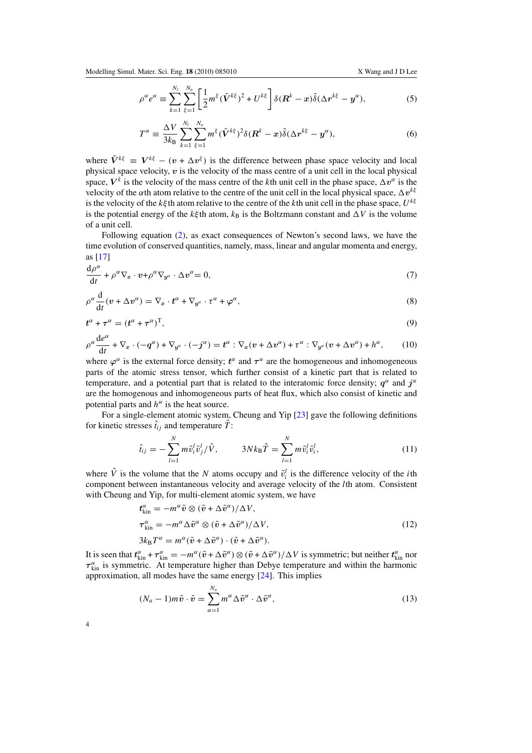$$
\rho^\alpha e^\alpha \equiv \sum_{k=1}^{N_l} \sum_{\xi=1}^{N_a} \left[ \frac{1}{2} m^\xi (\tilde{\boldsymbol{V}}^{k\xi})^2 + U^{k\xi} \right] \delta(\boldsymbol{R}^k - \boldsymbol{x}) \tilde{\delta}(\Delta \boldsymbol{r}^{k\xi} - \boldsymbol{y}^\alpha), \tag{5}
$$

$$
T^\alpha \equiv \frac{\Delta V}{3k_{\mathrm{B}}} \sum_{k=1}^{N_l} \sum_{\xi=1}^{N_a} m^\xi (\tilde{\boldsymbol{V}}^{k\xi})^2 \delta(\boldsymbol{R}^k - \boldsymbol{x}) \tilde{\delta}(\Delta \boldsymbol{r}^{k\xi} - \boldsymbol{y}^\alpha), \tag{6}
$$

where $\tilde{\boldsymbol{V}}^{k\xi} \equiv \boldsymbol{V}^{k\xi} - (\boldsymbol{v} + \Delta \boldsymbol{v}^\xi)$ is the difference between phase space velocity and local physical space velocity, $\boldsymbol{v}$ is the velocity of the mass centre of a unit cell in the local physical space, $\boldsymbol{V}^k$ is the velocity of the mass centre of the $k$th unit cell in the phase space, $\Delta \boldsymbol{v}^\alpha$ is the velocity of the $\alpha$th atom relative to the centre of the unit cell in the local physical space, $\Delta \boldsymbol{v}^{k\xi}$ is the velocity of the $k\xi$th atom relative to the centre of the $k$th unit cell in the phase space, $U^{k\xi}$ is the potential energy of the $k\xi$th atom, $k_{\mathrm{B}}$ is the Boltzmann constant and $\Delta V$ is the volume of a unit cell.

Following equation (2), as exact consequences of Newton's second laws, we have the time evolution of conserved quantities, namely, mass, linear and angular momenta and energy, as [17]

$$
\frac{\mathrm{d}\rho^\alpha}{\mathrm{d}t} + \rho^\alpha \nabla_{\boldsymbol{x}} \cdot \boldsymbol{v} + \rho^\alpha \nabla_{\boldsymbol{y}^\alpha} \cdot \Delta \boldsymbol{v}^\alpha = 0, \tag{7}
$$

$$
\rho^\alpha \frac{\mathrm{d}}{\mathrm{d}t} (\boldsymbol{v} + \Delta \boldsymbol{v}^\alpha) = \nabla_{\boldsymbol{x}} \cdot \boldsymbol{t}^\alpha + \nabla_{\boldsymbol{y}^\alpha} \cdot \boldsymbol{\tau}^\alpha + \boldsymbol{\varphi}^\alpha, \tag{8}
$$

$$
\boldsymbol{t}^\alpha + \boldsymbol{\tau}^\alpha = (\boldsymbol{t}^\alpha + \boldsymbol{\tau}^\alpha)^{\mathrm{T}}, \tag{9}
$$

$$
\rho^\alpha \frac{\mathrm{d}e^\alpha}{\mathrm{d}t} + \nabla_{\boldsymbol{x}} \cdot (-\boldsymbol{q}^\alpha) + \nabla_{\boldsymbol{y}^\alpha} \cdot (-\boldsymbol{j}^\alpha) = \boldsymbol{t}^\alpha : \nabla_{\boldsymbol{x}} (\boldsymbol{v} + \Delta \boldsymbol{v}^\alpha) + \boldsymbol{\tau}^\alpha : \nabla_{\boldsymbol{y}^\alpha} (\boldsymbol{v} + \Delta \boldsymbol{v}^\alpha) + h^\alpha, \tag{10}
$$

where $\boldsymbol{\varphi}^\alpha$ is the external force density; $\boldsymbol{t}^\alpha$ and $\boldsymbol{\tau}^\alpha$ are the homogeneous and inhomogeneous parts of the atomic stress tensor, which further consist of a kinetic part that is related to temperature, and a potential part that is related to the interatomic force density; $\boldsymbol{q}^\alpha$ and $\boldsymbol{j}^\alpha$ are the homogenous and inhomogeneous parts of heat flux, which also consist of kinetic and potential parts and $h^\alpha$ is the heat source.

For a single-element atomic system, Cheung and Yip [23] gave the following definitions for kinetic stresses $\hat{t}_{ij}$ and temperature $\hat{T}$:

$$
\hat{t}_{ij} = -\sum_{l=1}^{N} m \tilde{v}_i^l \tilde{v}_j^l / \hat{V}, \qquad 3Nk_{\mathrm{B}}\hat{T} = \sum_{l=1}^{N} m \tilde{v}_i^l \tilde{v}_i^l, \tag{11}
$$

where $\hat{V}$ is the volume that the $N$ atoms occupy and $\tilde{v}_i^l$ is the difference velocity of the $i$th component between instantaneous velocity and average velocity of the $l$th atom. Consistent with Cheung and Yip, for multi-element atomic system, we have

$$
\begin{aligned}
\boldsymbol{t}_{\mathrm{kin}}^\alpha &= -m^\alpha \tilde{\boldsymbol{v}} \otimes (\tilde{\boldsymbol{v}} + \Delta \tilde{\boldsymbol{v}}^\alpha)/\Delta V, \\
\boldsymbol{\tau}_{\mathrm{kin}}^\alpha &= -m^\alpha \Delta \tilde{\boldsymbol{v}}^\alpha \otimes (\tilde{\boldsymbol{v}} + \Delta \tilde{\boldsymbol{v}}^\alpha)/\Delta V, \\
3k_{\mathrm{B}} T^\alpha &= m^\alpha (\tilde{\boldsymbol{v}} + \Delta \tilde{\boldsymbol{v}}^\alpha) \cdot (\tilde{\boldsymbol{v}} + \Delta \tilde{\boldsymbol{v}}^\alpha).
\end{aligned} \tag{12}
$$

It is seen that $\boldsymbol{t}_{\mathrm{kin}}^\alpha + \boldsymbol{\tau}_{\mathrm{kin}}^\alpha = -m^\alpha (\tilde{\boldsymbol{v}} + \Delta \tilde{\boldsymbol{v}}^\alpha) \otimes (\tilde{\boldsymbol{v}} + \Delta \tilde{\boldsymbol{v}}^\alpha)/\Delta V$ is symmetric; but neither $\boldsymbol{t}_{\mathrm{kin}}^\alpha$ nor $\boldsymbol{\tau}_{\mathrm{kin}}^\alpha$ is symmetric. At temperature higher than Debye temperature and within the harmonic approximation, all modes have the same energy [24]. This implies

$$
(N_a - 1) m \tilde{\boldsymbol{v}} \cdot \tilde{\boldsymbol{v}} = \sum_{\alpha=1}^{N_a} m^\alpha \Delta \tilde{\boldsymbol{v}}^\alpha \cdot \Delta \tilde{\boldsymbol{v}}^\alpha, \tag{13}
$$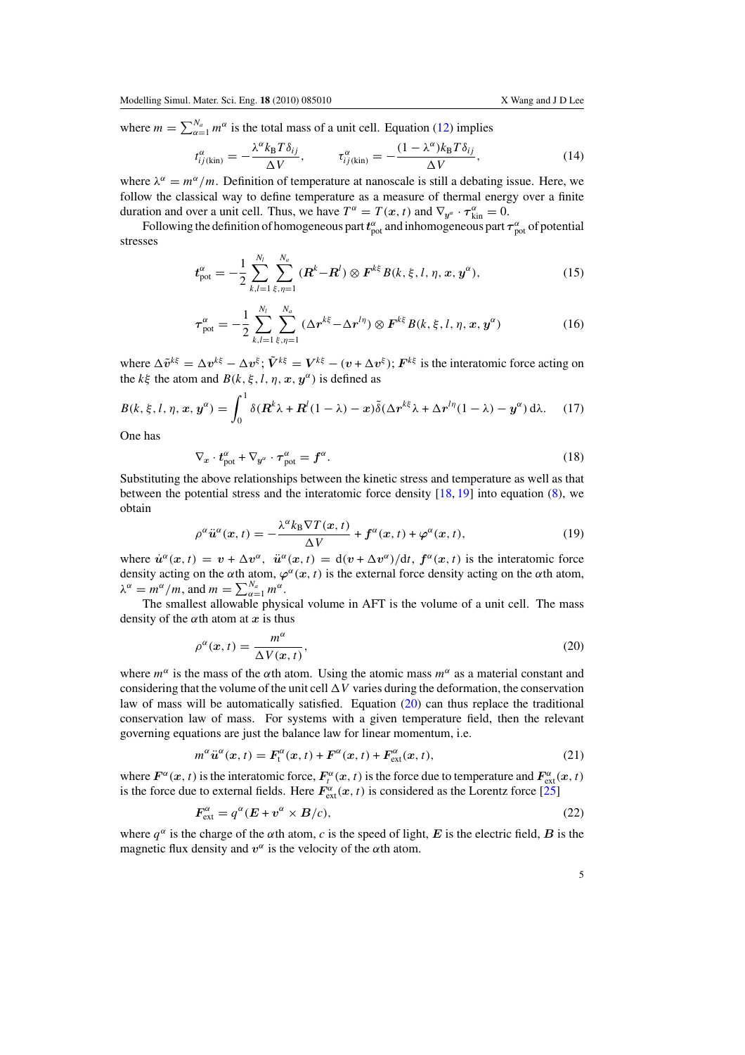where $m = \sum_{\alpha=1}^{N_a} m^\alpha$ is the total mass of a unit cell. Equation (12) implies

$$t^\alpha_{ij\,(\mathrm{kin})} = -\frac{\lambda^\alpha k_\mathrm{B} T \delta_{ij}}{\Delta V}, \qquad \tau^\alpha_{ij\,(\mathrm{kin})} = -\frac{(1-\lambda^\alpha) k_\mathrm{B} T \delta_{ij}}{\Delta V}, \tag{14}$$

where $\lambda^\alpha = m^\alpha/m$. Definition of temperature at nanoscale is still a debating issue. Here, we follow the classical way to define temperature as a measure of thermal energy over a finite duration and over a unit cell. Thus, we have $T^\alpha = T(\boldsymbol{x}, t)$ and $\nabla_{y^\alpha} \cdot \boldsymbol{\tau}^\alpha_{\mathrm{kin}} = 0$.

Following the definition of homogeneous part $\boldsymbol{t}^\alpha_{\mathrm{pot}}$ and inhomogeneous part $\boldsymbol{\tau}^\alpha_{\mathrm{pot}}$ of potential stresses

$$\boldsymbol{t}^\alpha_{\mathrm{pot}} = -\frac{1}{2} \sum_{k,l=1}^{N_l} \sum_{\xi,\eta=1}^{N_a} (\boldsymbol{R}^k - \boldsymbol{R}^l) \otimes \boldsymbol{F}^{k\xi} B(k, \xi, l, \eta, \boldsymbol{x}, \boldsymbol{y}^\alpha), \tag{15}$$

$$\boldsymbol{\tau}^\alpha_{\mathrm{pot}} = -\frac{1}{2} \sum_{k,l=1}^{N_l} \sum_{\xi,\eta=1}^{N_a} (\Delta \boldsymbol{r}^{k\xi} - \Delta \boldsymbol{r}^{l\eta}) \otimes \boldsymbol{F}^{k\xi} B(k, \xi, l, \eta, \boldsymbol{x}, \boldsymbol{y}^\alpha) \tag{16}$$

where $\Delta \tilde{\boldsymbol{v}}^{k\xi} = \Delta \boldsymbol{v}^{k\xi} - \Delta \boldsymbol{v}^\xi$; $\tilde{\boldsymbol{V}}^{k\xi} = \boldsymbol{V}^{k\xi} - (\boldsymbol{v} + \Delta \boldsymbol{v}^\xi)$; $\boldsymbol{F}^{k\xi}$ is the interatomic force acting on the $k\xi$ the atom and $B(k, \xi, l, \eta, \boldsymbol{x}, \boldsymbol{y}^\alpha)$ is defined as

$$B(k, \xi, l, \eta, \boldsymbol{x}, \boldsymbol{y}^\alpha) = \int_0^1 \delta(\boldsymbol{R}^k \lambda + \boldsymbol{R}^l (1-\lambda) - \boldsymbol{x}) \tilde{\delta}(\Delta \boldsymbol{r}^{k\xi} \lambda + \Delta \boldsymbol{r}^{l\eta} (1-\lambda) - \boldsymbol{y}^\alpha)\, \mathrm{d}\lambda. \tag{17}$$

One has

$$\nabla_x \cdot \boldsymbol{t}^\alpha_{\mathrm{pot}} + \nabla_{y^\alpha} \cdot \boldsymbol{\tau}^\alpha_{\mathrm{pot}} = \boldsymbol{f}^\alpha. \tag{18}$$

Substituting the above relationships between the kinetic stress and temperature as well as that between the potential stress and the interatomic force density [18, 19] into equation (8), we obtain

$$\rho^\alpha \ddot{\boldsymbol{u}}^\alpha(\boldsymbol{x}, t) = -\frac{\lambda^\alpha k_\mathrm{B} \nabla T(\boldsymbol{x}, t)}{\Delta V} + \boldsymbol{f}^\alpha(\boldsymbol{x}, t) + \boldsymbol{\varphi}^\alpha(\boldsymbol{x}, t), \tag{19}$$

where $\dot{\boldsymbol{u}}^\alpha(\boldsymbol{x}, t) = \boldsymbol{v} + \Delta \boldsymbol{v}^\alpha$, $\ddot{\boldsymbol{u}}^\alpha(\boldsymbol{x}, t) = \mathrm{d}(\boldsymbol{v} + \Delta \boldsymbol{v}^\alpha)/\mathrm{d}t$, $\boldsymbol{f}^\alpha(\boldsymbol{x}, t)$ is the interatomic force density acting on the $\alpha$th atom, $\boldsymbol{\varphi}^\alpha(\boldsymbol{x}, t)$ is the external force density acting on the $\alpha$th atom, $\lambda^\alpha = m^\alpha/m$, and $m = \sum_{\alpha=1}^{N_a} m^\alpha$.

The smallest allowable physical volume in AFT is the volume of a unit cell. The mass density of the $\alpha$th atom at $\boldsymbol{x}$ is thus

$$\rho^\alpha(\boldsymbol{x}, t) = \frac{m^\alpha}{\Delta V(\boldsymbol{x}, t)}, \tag{20}$$

where $m^\alpha$ is the mass of the $\alpha$th atom. Using the atomic mass $m^\alpha$ as a material constant and considering that the volume of the unit cell $\Delta V$ varies during the deformation, the conservation law of mass will be automatically satisfied. Equation (20) can thus replace the traditional conservation law of mass. For systems with a given temperature field, then the relevant governing equations are just the balance law for linear momentum, i.e.

$$m^\alpha \ddot{\boldsymbol{u}}^\alpha(\boldsymbol{x}, t) = \boldsymbol{F}^\alpha_{\mathrm{t}}(\boldsymbol{x}, t) + \boldsymbol{F}^\alpha(\boldsymbol{x}, t) + \boldsymbol{F}^\alpha_{\mathrm{ext}}(\boldsymbol{x}, t), \tag{21}$$

where $\boldsymbol{F}^\alpha(\boldsymbol{x}, t)$ is the interatomic force, $\boldsymbol{F}^\alpha_t(\boldsymbol{x}, t)$ is the force due to temperature and $\boldsymbol{F}^\alpha_{\mathrm{ext}}(\boldsymbol{x}, t)$ is the force due to external fields. Here $\boldsymbol{F}^\alpha_{\mathrm{ext}}(\boldsymbol{x}, t)$ is considered as the Lorentz force [25]

$$\boldsymbol{F}^\alpha_{\mathrm{ext}} = q^\alpha (\boldsymbol{E} + \boldsymbol{v}^\alpha \times \boldsymbol{B}/c), \tag{22}$$

where $q^\alpha$ is the charge of the $\alpha$th atom, $c$ is the speed of light, $\boldsymbol{E}$ is the electric field, $\boldsymbol{B}$ is the magnetic flux density and $\boldsymbol{v}^\alpha$ is the velocity of the $\alpha$th atom.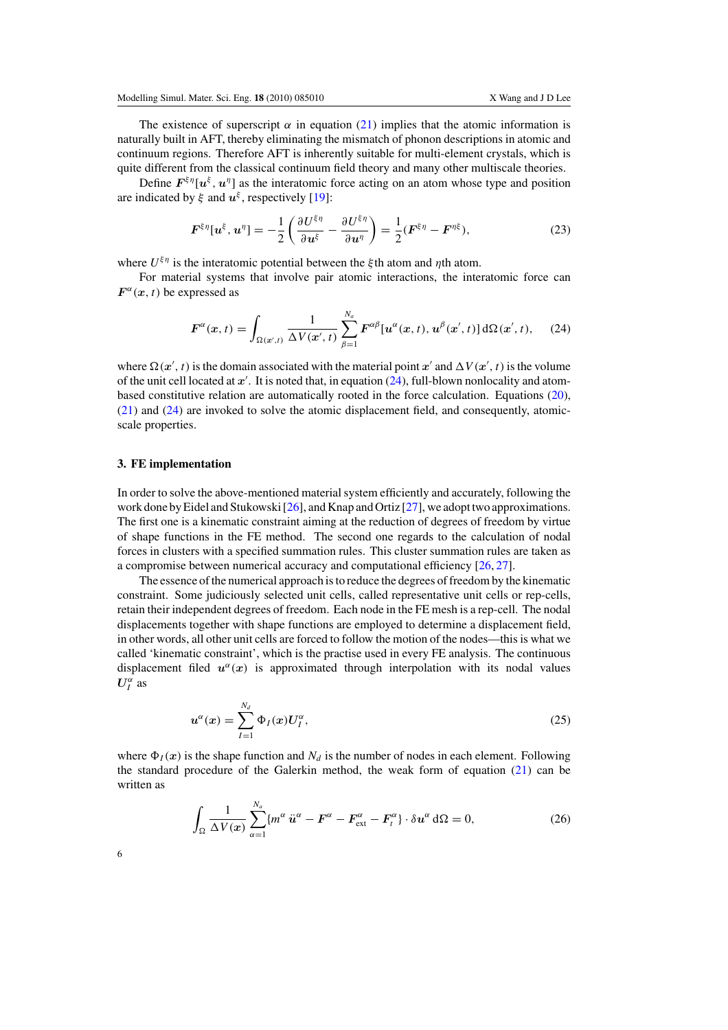The existence of superscript $\alpha$ in equation (21) implies that the atomic information is naturally built in AFT, thereby eliminating the mismatch of phonon descriptions in atomic and continuum regions. Therefore AFT is inherently suitable for multi-element crystals, which is quite different from the classical continuum field theory and many other multiscale theories.

Define $\boldsymbol{F}^{\xi\eta}[\boldsymbol{u}^{\xi}, \boldsymbol{u}^{\eta}]$ as the interatomic force acting on an atom whose type and position are indicated by $\xi$ and $\boldsymbol{u}^{\xi}$, respectively [19]:

$$\boldsymbol{F}^{\xi\eta}[\boldsymbol{u}^{\xi}, \boldsymbol{u}^{\eta}] = -\frac{1}{2}\left(\frac{\partial U^{\xi\eta}}{\partial \boldsymbol{u}^{\xi}} - \frac{\partial U^{\xi\eta}}{\partial \boldsymbol{u}^{\eta}}\right) = \frac{1}{2}(\boldsymbol{F}^{\xi\eta} - \boldsymbol{F}^{\eta\xi}), \tag{23}$$

where $U^{\xi\eta}$ is the interatomic potential between the $\xi$th atom and $\eta$th atom.

For material systems that involve pair atomic interactions, the interatomic force can $\boldsymbol{F}^{\alpha}(\boldsymbol{x}, t)$ be expressed as

$$\boldsymbol{F}^{\alpha}(\boldsymbol{x}, t) = \int_{\Omega(\boldsymbol{x}',t)} \frac{1}{\Delta V(\boldsymbol{x}', t)} \sum_{\beta=1}^{N_a} \boldsymbol{F}^{\alpha\beta}[\boldsymbol{u}^{\alpha}(\boldsymbol{x}, t), \boldsymbol{u}^{\beta}(\boldsymbol{x}', t)]\, \mathrm{d}\Omega(\boldsymbol{x}', t), \tag{24}$$

where $\Omega(\boldsymbol{x}', t)$ is the domain associated with the material point $\boldsymbol{x}'$ and $\Delta V(\boldsymbol{x}', t)$ is the volume of the unit cell located at $\boldsymbol{x}'$. It is noted that, in equation (24), full-blown nonlocality and atom-based constitutive relation are automatically rooted in the force calculation. Equations (20), (21) and (24) are invoked to solve the atomic displacement field, and consequently, atomic-scale properties.

## 3. FE implementation

In order to solve the above-mentioned material system efficiently and accurately, following the work done by Eidel and Stukowski [26], and Knap and Ortiz [27], we adopt two approximations. The first one is a kinematic constraint aiming at the reduction of degrees of freedom by virtue of shape functions in the FE method. The second one regards to the calculation of nodal forces in clusters with a specified summation rules. This cluster summation rules are taken as a compromise between numerical accuracy and computational efficiency [26, 27].

The essence of the numerical approach is to reduce the degrees of freedom by the kinematic constraint. Some judiciously selected unit cells, called representative unit cells or rep-cells, retain their independent degrees of freedom. Each node in the FE mesh is a rep-cell. The nodal displacements together with shape functions are employed to determine a displacement field, in other words, all other unit cells are forced to follow the motion of the nodes—this is what we called 'kinematic constraint', which is the practise used in every FE analysis. The continuous displacement filed $\boldsymbol{u}^{\alpha}(\boldsymbol{x})$ is approximated through interpolation with its nodal values $\boldsymbol{U}_I^{\alpha}$ as

$$\boldsymbol{u}^{\alpha}(\boldsymbol{x}) = \sum_{I=1}^{N_d} \Phi_I(\boldsymbol{x}) \boldsymbol{U}_I^{\alpha}, \tag{25}$$

where $\Phi_I(\boldsymbol{x})$ is the shape function and $N_d$ is the number of nodes in each element. Following the standard procedure of the Galerkin method, the weak form of equation (21) can be written as

$$\int_{\Omega} \frac{1}{\Delta V(\boldsymbol{x})} \sum_{\alpha=1}^{N_a} \{m^{\alpha}\, \ddot{\boldsymbol{u}}^{\alpha} - \boldsymbol{F}^{\alpha} - \boldsymbol{F}_{\mathrm{ext}}^{\alpha} - \boldsymbol{F}_{I}^{\alpha}\} \cdot \delta \boldsymbol{u}^{\alpha}\, \mathrm{d}\Omega = 0, \tag{26}$$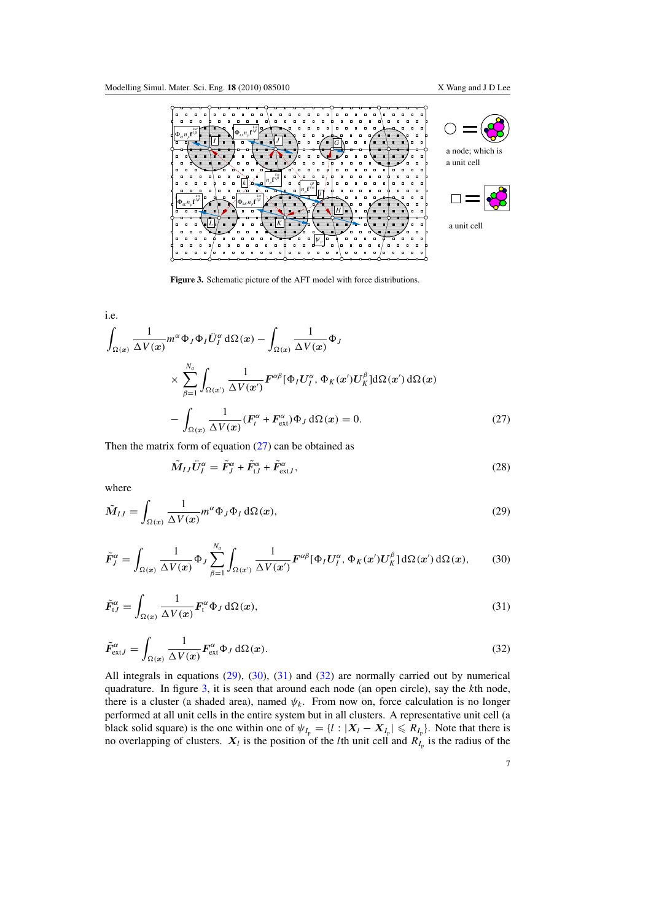**Figure 3.** Schematic picture of the AFT model with force distributions.

i.e.

$$
\begin{aligned}
&\int_{\Omega(x)} \frac{1}{\Delta V(x)} m^\alpha \Phi_J \Phi_I \ddot{U}_I^\alpha \, d\Omega(x) - \int_{\Omega(x)} \frac{1}{\Delta V(x)} \Phi_J \\
&\quad \times \sum_{\beta=1}^{N_a} \int_{\Omega(x')} \frac{1}{\Delta V(x')} F^{\alpha\beta}[\Phi_I U_I^\alpha, \Phi_K(x') U_K^\beta] d\Omega(x') \, d\Omega(x) \\
&\quad - \int_{\Omega(x)} \frac{1}{\Delta V(x)} (F_t^\alpha + F_{\text{ext}}^\alpha) \Phi_J \, d\Omega(x) = 0.
\end{aligned} \tag{27}
$$

Then the matrix form of equation (27) can be obtained as

$$
\tilde{M}_{IJ} \ddot{U}_I^\alpha = \tilde{F}_J^\alpha + \tilde{F}_{tJ}^\alpha + \tilde{F}_{\text{ext}J}^\alpha, \tag{28}
$$

where

$$
\tilde{M}_{IJ} = \int_{\Omega(x)} \frac{1}{\Delta V(x)} m^\alpha \Phi_J \Phi_I \, d\Omega(x), \tag{29}
$$

$$
\tilde{F}_J^\alpha = \int_{\Omega(x)} \frac{1}{\Delta V(x)} \Phi_J \sum_{\beta=1}^{N_a} \int_{\Omega(x')} \frac{1}{\Delta V(x')} F^{\alpha\beta}[\Phi_I U_I^\alpha, \Phi_K(x') U_K^\beta] \, d\Omega(x') \, d\Omega(x), \tag{30}
$$

$$
\tilde{F}_{tJ}^\alpha = \int_{\Omega(x)} \frac{1}{\Delta V(x)} F_t^\alpha \Phi_J \, d\Omega(x), \tag{31}
$$

$$
\tilde{F}_{\text{ext}J}^\alpha = \int_{\Omega(x)} \frac{1}{\Delta V(x)} F_{\text{ext}}^\alpha \Phi_J \, d\Omega(x). \tag{32}
$$

All integrals in equations (29), (30), (31) and (32) are normally carried out by numerical quadrature. In figure 3, it is seen that around each node (an open circle), say the $k$th node, there is a cluster (a shaded area), named $\psi_k$. From now on, force calculation is no longer performed at all unit cells in the entire system but in all clusters. A representative unit cell (a black solid square) is the one within one of $\psi_{I_p} = \{l : |X_l - X_{I_p}| \leqslant R_{I_p}\}$. Note that there is no overlapping of clusters. $X_l$ is the position of the $l$th unit cell and $R_{I_p}$ is the radius of the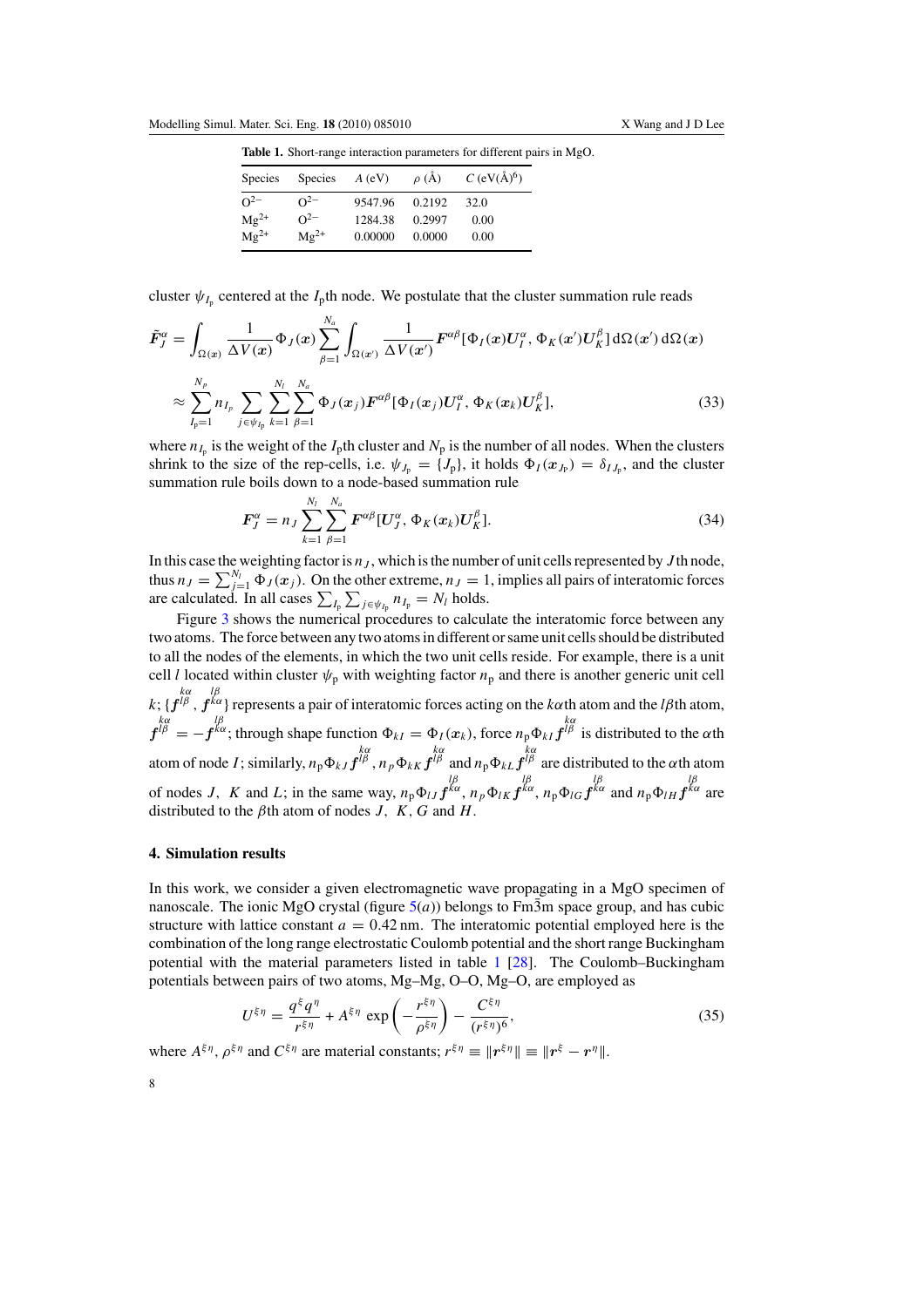**Table 1.** Short-range interaction parameters for different pairs in MgO.

| Species | Species | $A$ (eV) | $\rho$ (Å) | $C$ (eV(Å)$^6$) |
|---|---|---|---|---|
| $O^{2-}$ | $O^{2-}$ | 9547.96 | 0.2192 | 32.0 |
| $Mg^{2+}$ | $O^{2-}$ | 1284.38 | 0.2997 | 0.00 |
| $Mg^{2+}$ | $Mg^{2+}$ | 0.00000 | 0.0000 | 0.00 |

cluster $\psi_{I_p}$ centered at the $I_p$th node. We postulate that the cluster summation rule reads

$$\tilde{\boldsymbol{F}}_J^\alpha = \int_{\Omega(\boldsymbol{x})} \frac{1}{\Delta V(\boldsymbol{x})} \Phi_J(\boldsymbol{x}) \sum_{\beta=1}^{N_a} \int_{\Omega(\boldsymbol{x}')} \frac{1}{\Delta V(\boldsymbol{x}')} \boldsymbol{F}^{\alpha\beta}[\Phi_I(\boldsymbol{x})\boldsymbol{U}_I^\alpha, \Phi_K(\boldsymbol{x}')\boldsymbol{U}_K^\beta]\, \mathrm{d}\Omega(\boldsymbol{x}')\, \mathrm{d}\Omega(\boldsymbol{x})$$

$$\approx \sum_{I_p=1}^{N_p} n_{I_p} \sum_{j\in\psi_{I_p}} \sum_{k=1}^{N_l} \sum_{\beta=1}^{N_a} \Phi_J(\boldsymbol{x}_j) \boldsymbol{F}^{\alpha\beta}[\Phi_I(\boldsymbol{x}_j)\boldsymbol{U}_I^\alpha, \Phi_K(\boldsymbol{x}_k)\boldsymbol{U}_K^\beta], \tag{33}$$

where $n_{I_p}$ is the weight of the $I_p$th cluster and $N_p$ is the number of all nodes. When the clusters shrink to the size of the rep-cells, i.e. $\psi_{J_p} = \{J_p\}$, it holds $\Phi_I(\boldsymbol{x}_{J_p}) = \delta_{IJ_p}$, and the cluster summation rule boils down to a node-based summation rule

$$\boldsymbol{F}_J^\alpha = n_J \sum_{k=1}^{N_l} \sum_{\beta=1}^{N_a} \boldsymbol{F}^{\alpha\beta}[\boldsymbol{U}_J^\alpha, \Phi_K(\boldsymbol{x}_k)\boldsymbol{U}_K^\beta]. \tag{34}$$

In this case the weighting factor is $n_J$, which is the number of unit cells represented by $J$th node, thus $n_J = \sum_{j=1}^{N_l} \Phi_J(\boldsymbol{x}_j)$. On the other extreme, $n_J = 1$, implies all pairs of interatomic forces are calculated. In all cases $\sum_{I_p} \sum_{j\in\psi_{I_p}} n_{I_p} = N_l$ holds.

Figure 3 shows the numerical procedures to calculate the interatomic force between any two atoms. The force between any two atoms in different or same unit cells should be distributed to all the nodes of the elements, in which the two unit cells reside. For example, there is a unit cell $l$ located within cluster $\psi_p$ with weighting factor $n_p$ and there is another generic unit cell $k$; $\{\overset{k\alpha}{\boldsymbol{f}^{l\beta}}, \overset{l\beta}{\boldsymbol{f}^{k\alpha}}\}$ represents a pair of interatomic forces acting on the $k\alpha$th atom and the $l\beta$th atom, $\overset{k\alpha}{\boldsymbol{f}^{l\beta}} = -\overset{l\beta}{\boldsymbol{f}^{k\alpha}}$; through shape function $\Phi_{kI} = \Phi_I(\boldsymbol{x}_k)$, force $n_p \Phi_{kI} \overset{k\alpha}{\boldsymbol{f}^{l\beta}}$ is distributed to the $\alpha$th atom of node $I$; similarly, $n_p \Phi_{kJ} \overset{k\alpha}{\boldsymbol{f}^{l\beta}}$, $n_p \Phi_{kK} \overset{k\alpha}{\boldsymbol{f}^{l\beta}}$ and $n_p \Phi_{kL} \overset{k\alpha}{\boldsymbol{f}^{l\beta}}$ are distributed to the $\alpha$th atom of nodes $J$, $K$ and $L$; in the same way, $n_p \Phi_{lJ} \overset{l\beta}{\boldsymbol{f}^{k\alpha}}$, $n_p \Phi_{lK} \overset{l\beta}{\boldsymbol{f}^{k\alpha}}$, $n_p \Phi_{lG} \overset{l\beta}{\boldsymbol{f}^{k\alpha}}$ and $n_p \Phi_{lH} \overset{l\beta}{\boldsymbol{f}^{k\alpha}}$ are distributed to the $\beta$th atom of nodes $J$, $K$, $G$ and $H$.

## 4. Simulation results

In this work, we consider a given electromagnetic wave propagating in a MgO specimen of nanoscale. The ionic MgO crystal (figure 5(*a*)) belongs to Fm$\bar{3}$m space group, and has cubic structure with lattice constant $a = 0.42$ nm. The interatomic potential employed here is the combination of the long range electrostatic Coulomb potential and the short range Buckingham potential with the material parameters listed in table 1 [28]. The Coulomb–Buckingham potentials between pairs of two atoms, Mg–Mg, O–O, Mg–O, are employed as

$$U^{\xi\eta} = \frac{q^\xi q^\eta}{r^{\xi\eta}} + A^{\xi\eta} \exp\left(-\frac{r^{\xi\eta}}{\rho^{\xi\eta}}\right) - \frac{C^{\xi\eta}}{(r^{\xi\eta})^6}, \tag{35}$$

where $A^{\xi\eta}$, $\rho^{\xi\eta}$ and $C^{\xi\eta}$ are material constants; $r^{\xi\eta} \equiv \|\boldsymbol{r}^{\xi\eta}\| \equiv \|\boldsymbol{r}^\xi - \boldsymbol{r}^\eta\|$.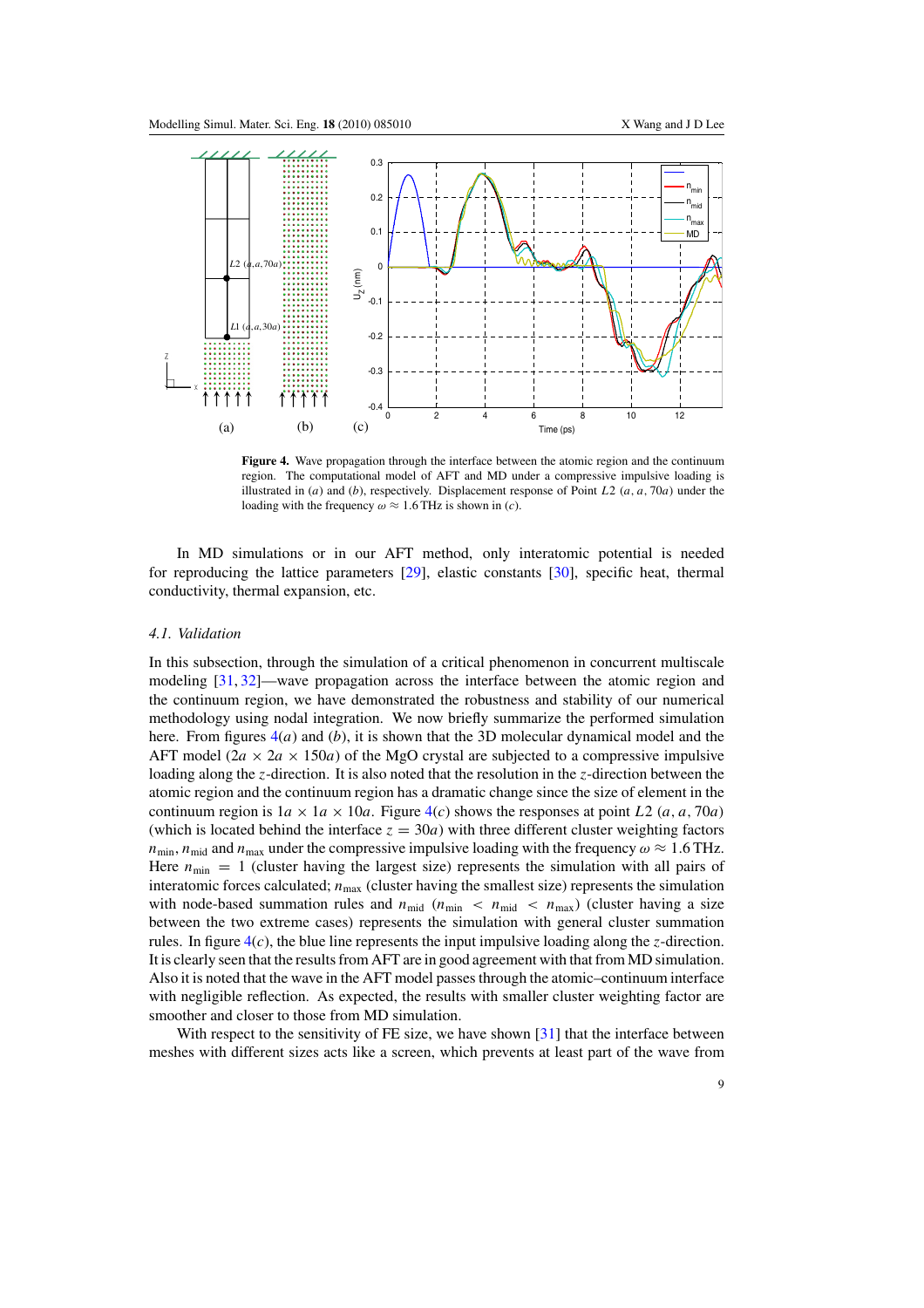**Figure 4.** Wave propagation through the interface between the atomic region and the continuum region. The computational model of AFT and MD under a compressive impulsive loading is illustrated in (*a*) and (*b*), respectively. Displacement response of Point $L2$ $(a, a, 70a)$ under the loading with the frequency $\omega \approx 1.6$ THz is shown in (*c*).

In MD simulations or in our AFT method, only interatomic potential is needed for reproducing the lattice parameters [29], elastic constants [30], specific heat, thermal conductivity, thermal expansion, etc.

### *4.1. Validation*

In this subsection, through the simulation of a critical phenomenon in concurrent multiscale modeling [31, 32]—wave propagation across the interface between the atomic region and the continuum region, we have demonstrated the robustness and stability of our numerical methodology using nodal integration. We now briefly summarize the performed simulation here. From figures 4(*a*) and (*b*), it is shown that the 3D molecular dynamical model and the AFT model ($2a \times 2a \times 150a$) of the MgO crystal are subjected to a compressive impulsive loading along the $z$-direction. It is also noted that the resolution in the $z$-direction between the atomic region and the continuum region has a dramatic change since the size of element in the continuum region is $1a \times 1a \times 10a$. Figure 4(*c*) shows the responses at point $L2$ $(a, a, 70a)$ (which is located behind the interface $z = 30a$) with three different cluster weighting factors $n_{\mathrm{min}}$, $n_{\mathrm{mid}}$ and $n_{\mathrm{max}}$ under the compressive impulsive loading with the frequency $\omega \approx 1.6$ THz. Here $n_{\mathrm{min}} = 1$ (cluster having the largest size) represents the simulation with all pairs of interatomic forces calculated; $n_{\mathrm{max}}$ (cluster having the smallest size) represents the simulation with node-based summation rules and $n_{\mathrm{mid}}$ ($n_{\mathrm{min}} < n_{\mathrm{mid}} < n_{\mathrm{max}}$) (cluster having a size between the two extreme cases) represents the simulation with general cluster summation rules. In figure 4(*c*), the blue line represents the input impulsive loading along the $z$-direction. It is clearly seen that the results from AFT are in good agreement with that from MD simulation. Also it is noted that the wave in the AFT model passes through the atomic–continuum interface with negligible reflection. As expected, the results with smaller cluster weighting factor are smoother and closer to those from MD simulation.

With respect to the sensitivity of FE size, we have shown [31] that the interface between meshes with different sizes acts like a screen, which prevents at least part of the wave from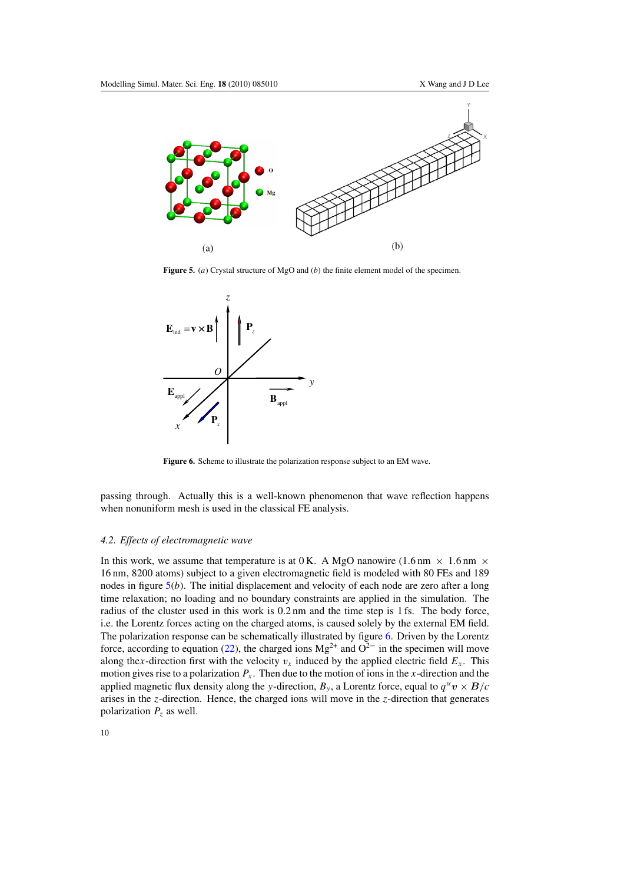**Figure 5.** (*a*) Crystal structure of MgO and (*b*) the finite element model of the specimen.

**Figure 6.** Scheme to illustrate the polarization response subject to an EM wave.

passing through. Actually this is a well-known phenomenon that wave reflection happens when nonuniform mesh is used in the classical FE analysis.

### *4.2. Effects of electromagnetic wave*

In this work, we assume that temperature is at 0 K. A MgO nanowire (1.6 nm $\times$ 1.6 nm $\times$ 16 nm, 8200 atoms) subject to a given electromagnetic field is modeled with 80 FEs and 189 nodes in figure 5(*b*). The initial displacement and velocity of each node are zero after a long time relaxation; no loading and no boundary constraints are applied in the simulation. The radius of the cluster used in this work is 0.2 nm and the time step is 1 fs. The body force, i.e. the Lorentz forces acting on the charged atoms, is caused solely by the external EM field. The polarization response can be schematically illustrated by figure 6. Driven by the Lorentz force, according to equation (22), the charged ions $Mg^{2+}$ and $O^{2-}$ in the specimen will move along the$x$-direction first with the velocity $v_x$ induced by the applied electric field $E_x$. This motion gives rise to a polarization $P_x$. Then due to the motion of ions in the $x$-direction and the applied magnetic flux density along the $y$-direction, $B_y$, a Lorentz force, equal to $q^{\alpha}\boldsymbol{v} \times \boldsymbol{B}/c$ arises in the $z$-direction. Hence, the charged ions will move in the $z$-direction that generates polarization $P_z$ as well.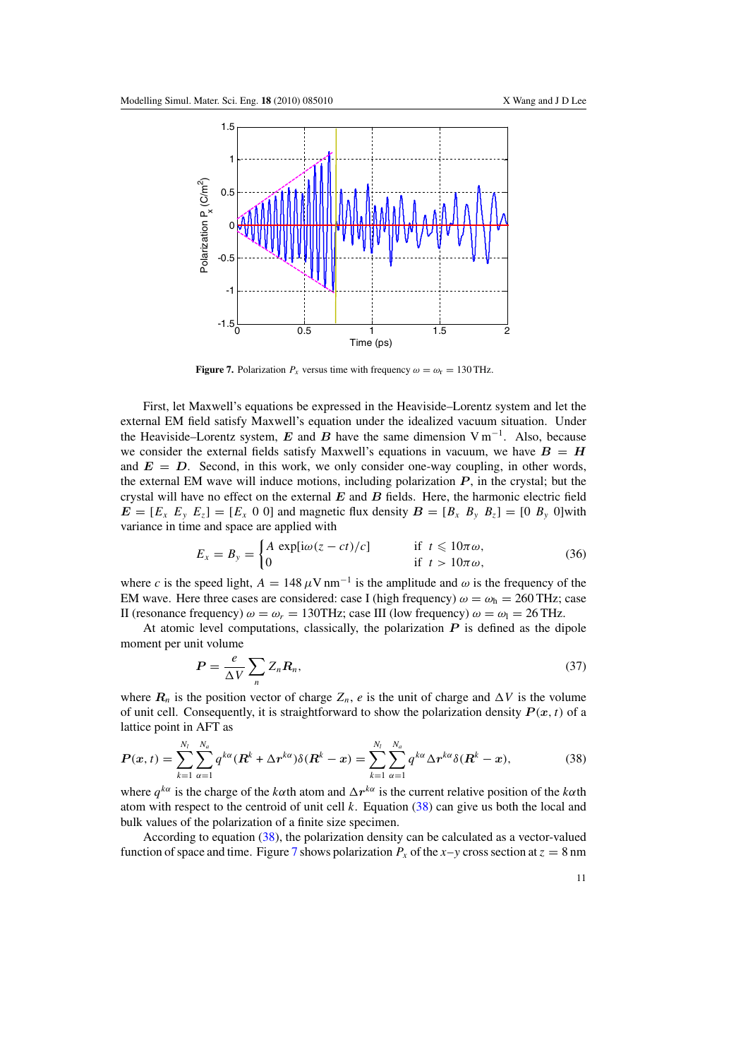**Figure 7.** Polarization $P_x$ versus time with frequency $\omega = \omega_r = 130$ THz.

First, let Maxwell's equations be expressed in the Heaviside–Lorentz system and let the external EM field satisfy Maxwell's equations under the idealized vacuum situation. Under the Heaviside–Lorentz system, $\boldsymbol{E}$ and $\boldsymbol{B}$ have the same dimension V m$^{-1}$. Also, because we consider the external fields satisfy Maxwell's equations in vacuum, we have $\boldsymbol{B} = \boldsymbol{H}$ and $\boldsymbol{E} = \boldsymbol{D}$. Second, in this work, we only consider one-way coupling, in other words, the external EM wave will induce motions, including polarization $\boldsymbol{P}$, in the crystal; but the crystal will have no effect on the external $\boldsymbol{E}$ and $\boldsymbol{B}$ fields. Here, the harmonic electric field $\boldsymbol{E} = [E_x\ E_y\ E_z] = [E_x\ 0\ 0]$ and magnetic flux density $\boldsymbol{B} = [B_x\ B_y\ B_z] = [0\ B_y\ 0]$with variance in time and space are applied with

$$E_x = B_y = \begin{cases} A\ \exp[\mathrm{i}\omega(z - ct)/c] & \text{if } t \leqslant 10\pi\omega, \\ 0 & \text{if } t > 10\pi\omega, \end{cases} \tag{36}$$

where $c$ is the speed light, $A = 148\,\mu$V nm$^{-1}$ is the amplitude and $\omega$ is the frequency of the EM wave. Here three cases are considered: case I (high frequency) $\omega = \omega_\mathrm{h} = 260$ THz; case II (resonance frequency) $\omega = \omega_r = 130$THz; case III (low frequency) $\omega = \omega_\mathrm{l} = 26$ THz.

At atomic level computations, classically, the polarization $\boldsymbol{P}$ is defined as the dipole moment per unit volume

$$\boldsymbol{P} = \frac{e}{\Delta V}\sum_n Z_n \boldsymbol{R}_n, \tag{37}$$

where $\boldsymbol{R}_n$ is the position vector of charge $Z_n$, $e$ is the unit of charge and $\Delta V$ is the volume of unit cell. Consequently, it is straightforward to show the polarization density $\boldsymbol{P}(\boldsymbol{x}, t)$ of a lattice point in AFT as

$$\boldsymbol{P}(\boldsymbol{x}, t) = \sum_{k=1}^{N_l}\sum_{\alpha=1}^{N_a} q^{k\alpha}(\boldsymbol{R}^k + \Delta\boldsymbol{r}^{k\alpha})\delta(\boldsymbol{R}^k - \boldsymbol{x}) = \sum_{k=1}^{N_l}\sum_{\alpha=1}^{N_a} q^{k\alpha}\Delta\boldsymbol{r}^{k\alpha}\delta(\boldsymbol{R}^k - \boldsymbol{x}), \tag{38}$$

where $q^{k\alpha}$ is the charge of the $k\alpha$th atom and $\Delta\boldsymbol{r}^{k\alpha}$ is the current relative position of the $k\alpha$th atom with respect to the centroid of unit cell $k$. Equation (38) can give us both the local and bulk values of the polarization of a finite size specimen.

According to equation (38), the polarization density can be calculated as a vector-valued function of space and time. Figure 7 shows polarization $P_x$ of the $x$–$y$ cross section at $z = 8$ nm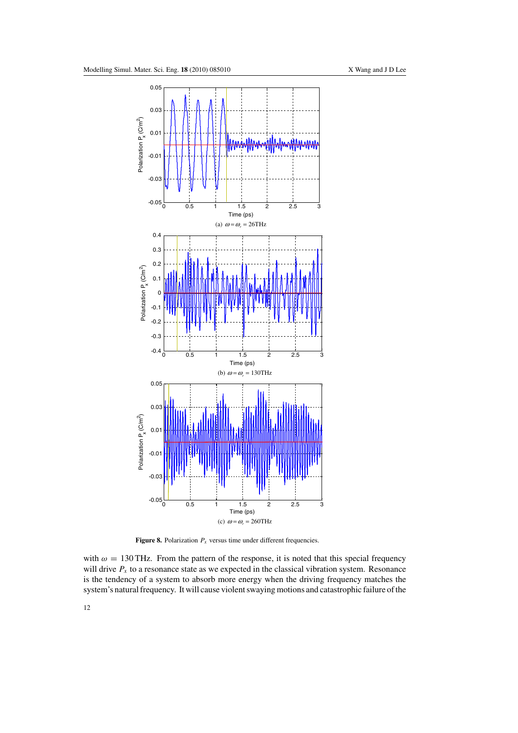(a) $\omega = \omega_r = 26$THz

(b) $\omega = \omega_r = 130$THz

(c) $\omega = \omega_r = 260$THz

**Figure 8.** Polarization $P_x$ versus time under different frequencies.

with $\omega = 130$ THz. From the pattern of the response, it is noted that this special frequency will drive $P_x$ to a resonance state as we expected in the classical vibration system. Resonance is the tendency of a system to absorb more energy when the driving frequency matches the system's natural frequency. It will cause violent swaying motions and catastrophic failure of the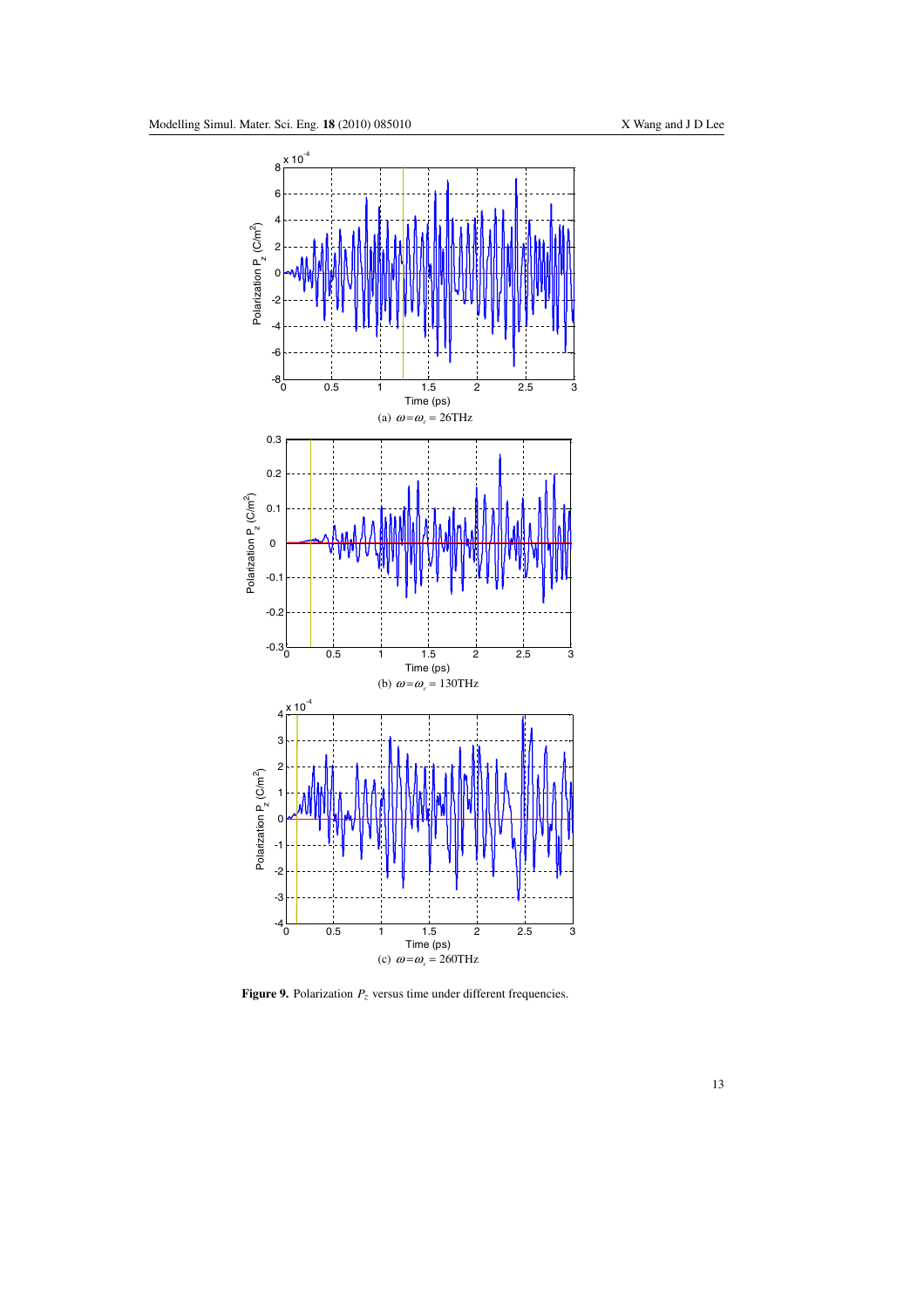(a) $\omega = \omega_r = 26\text{THz}$

(b) $\omega = \omega_r = 130\text{THz}$

(c) $\omega = \omega_r = 260\text{THz}$

**Figure 9.** Polarization $P_z$ versus time under different frequencies.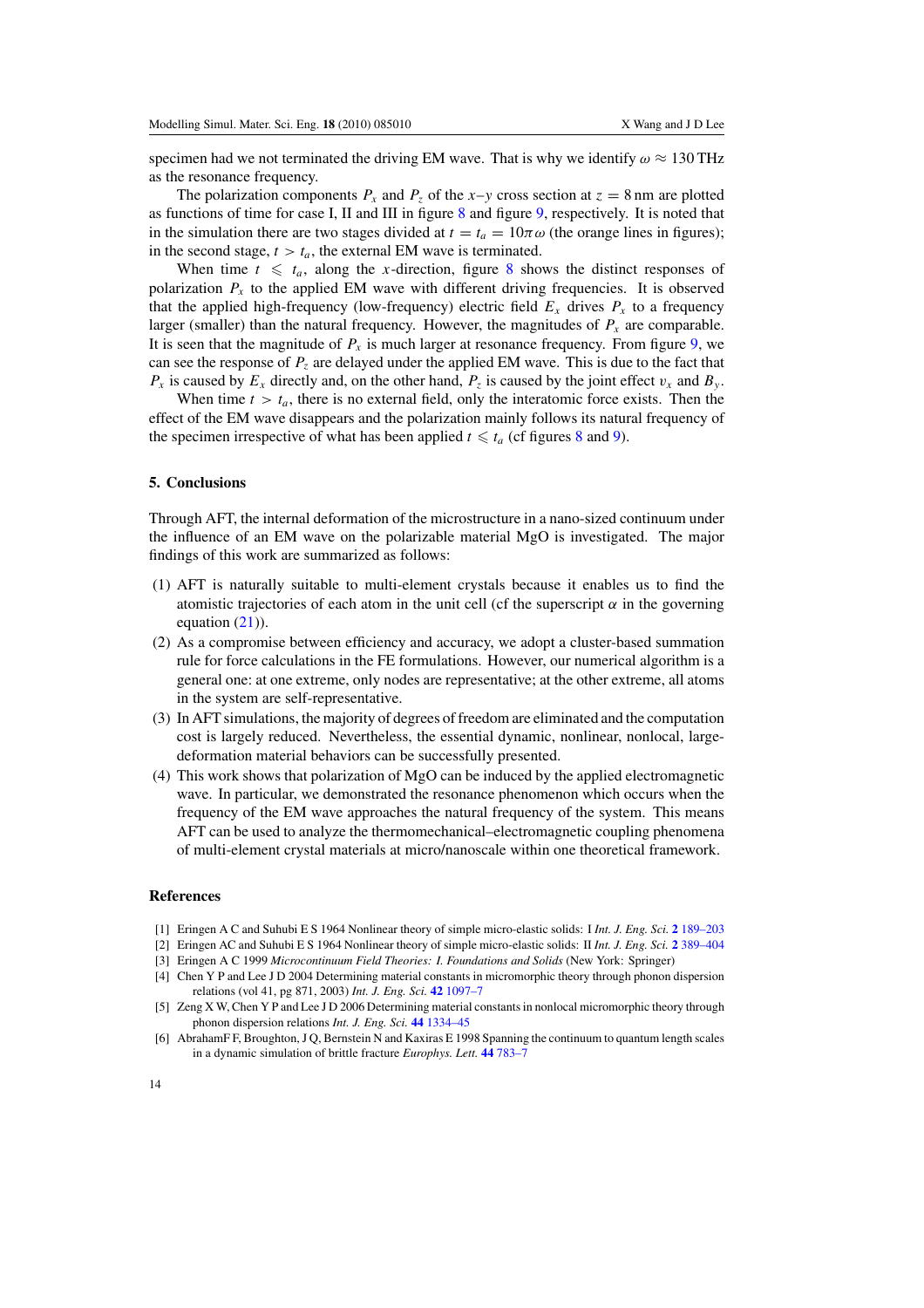specimen had we not terminated the driving EM wave. That is why we identify $\omega \approx 130$ THz as the resonance frequency.

The polarization components $P_x$ and $P_z$ of the $x$–$y$ cross section at $z = 8$ nm are plotted as functions of time for case I, II and III in figure 8 and figure 9, respectively. It is noted that in the simulation there are two stages divided at $t = t_a = 10\pi\omega$ (the orange lines in figures); in the second stage, $t > t_a$, the external EM wave is terminated.

When time $t \leqslant t_a$, along the $x$-direction, figure 8 shows the distinct responses of polarization $P_x$ to the applied EM wave with different driving frequencies. It is observed that the applied high-frequency (low-frequency) electric field $E_x$ drives $P_x$ to a frequency larger (smaller) than the natural frequency. However, the magnitudes of $P_x$ are comparable. It is seen that the magnitude of $P_x$ is much larger at resonance frequency. From figure 9, we can see the response of $P_z$ are delayed under the applied EM wave. This is due to the fact that $P_x$ is caused by $E_x$ directly and, on the other hand, $P_z$ is caused by the joint effect $v_x$ and $B_y$.

When time $t > t_a$, there is no external field, only the interatomic force exists. Then the effect of the EM wave disappears and the polarization mainly follows its natural frequency of the specimen irrespective of what has been applied $t \leqslant t_a$ (cf figures 8 and 9).

## 5. Conclusions

Through AFT, the internal deformation of the microstructure in a nano-sized continuum under the influence of an EM wave on the polarizable material MgO is investigated. The major findings of this work are summarized as follows:

1. AFT is naturally suitable to multi-element crystals because it enables us to find the atomistic trajectories of each atom in the unit cell (cf the superscript $\alpha$ in the governing equation (21)).
2. As a compromise between efficiency and accuracy, we adopt a cluster-based summation rule for force calculations in the FE formulations. However, our numerical algorithm is a general one: at one extreme, only nodes are representative; at the other extreme, all atoms in the system are self-representative.
3. In AFT simulations, the majority of degrees of freedom are eliminated and the computation cost is largely reduced. Nevertheless, the essential dynamic, nonlinear, nonlocal, large-deformation material behaviors can be successfully presented.
4. This work shows that polarization of MgO can be induced by the applied electromagnetic wave. In particular, we demonstrated the resonance phenomenon which occurs when the frequency of the EM wave approaches the natural frequency of the system. This means AFT can be used to analyze the thermomechanical–electromagnetic coupling phenomena of multi-element crystal materials at micro/nanoscale within one theoretical framework.

## References

[1] Eringen A C and Suhubi E S 1964 Nonlinear theory of simple micro-elastic solids: I *Int. J. Eng. Sci.* **2** 189–203

[2] Eringen AC and Suhubi E S 1964 Nonlinear theory of simple micro-elastic solids: II *Int. J. Eng. Sci.* **2** 389–404

[3] Eringen A C 1999 *Microcontinuum Field Theories: I. Foundations and Solids* (New York: Springer)

[4] Chen Y P and Lee J D 2004 Determining material constants in micromorphic theory through phonon dispersion relations (vol 41, pg 871, 2003) *Int. J. Eng. Sci.* **42** 1097–7

[5] Zeng X W, Chen Y P and Lee J D 2006 Determining material constants in nonlocal micromorphic theory through phonon dispersion relations *Int. J. Eng. Sci.* **44** 1334–45

[6] AbrahamF F, Broughton, J Q, Bernstein N and Kaxiras E 1998 Spanning the continuum to quantum length scales in a dynamic simulation of brittle fracture *Europhys. Lett.* **44** 783–7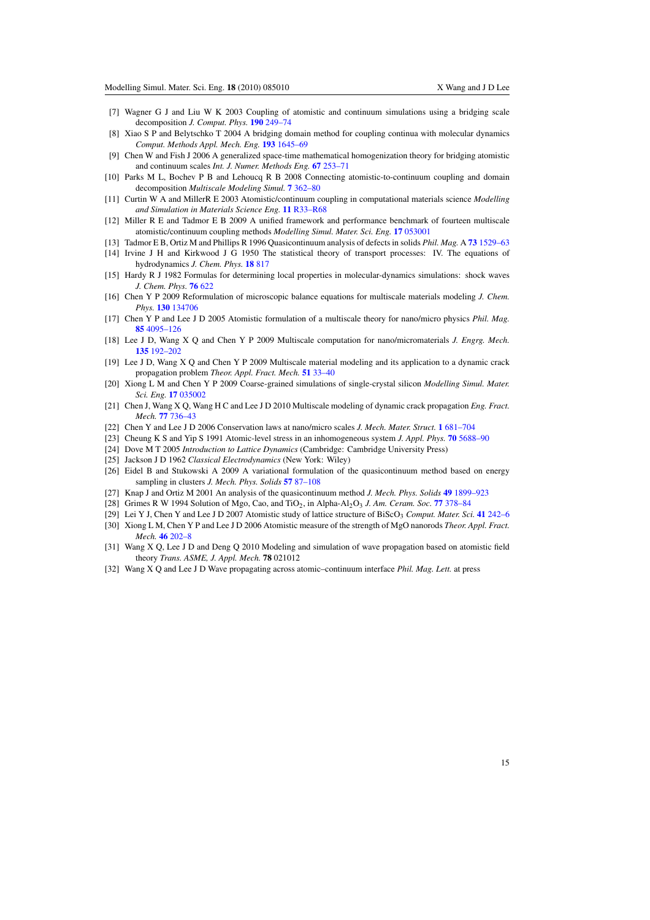[7] Wagner G J and Liu W K 2003 Coupling of atomistic and continuum simulations using a bridging scale decomposition *J. Comput. Phys.* **190** 249–74

[8] Xiao S P and Belytschko T 2004 A bridging domain method for coupling continua with molecular dynamics *Comput. Methods Appl. Mech. Eng.* **193** 1645–69

[9] Chen W and Fish J 2006 A generalized space-time mathematical homogenization theory for bridging atomistic and continuum scales *Int. J. Numer. Methods Eng.* **67** 253–71

[10] Parks M L, Bochev P B and Lehoucq R B 2008 Connecting atomistic-to-continuum coupling and domain decomposition *Multiscale Modeling Simul.* **7** 362–80

[11] Curtin W A and MillerR E 2003 Atomistic/continuum coupling in computational materials science *Modelling and Simulation in Materials Science Eng.* **11** R33–R68

[12] Miller R E and Tadmor E B 2009 A unified framework and performance benchmark of fourteen multiscale atomistic/continuum coupling methods *Modelling Simul. Mater. Sci. Eng.* **17** 053001

[13] Tadmor E B, Ortiz M and Phillips R 1996 Quasicontinuum analysis of defects in solids *Phil. Mag.* A **73** 1529–63

[14] Irvine J H and Kirkwood J G 1950 The statistical theory of transport processes: IV. The equations of hydrodynamics *J. Chem. Phys.* **18** 817

[15] Hardy R J 1982 Formulas for determining local properties in molecular-dynamics simulations: shock waves *J. Chem. Phys.* **76** 622

[16] Chen Y P 2009 Reformulation of microscopic balance equations for multiscale materials modeling *J. Chem. Phys.* **130** 134706

[17] Chen Y P and Lee J D 2005 Atomistic formulation of a multiscale theory for nano/micro physics *Phil. Mag.* **85** 4095–126

[18] Lee J D, Wang X Q and Chen Y P 2009 Multiscale computation for nano/micromaterials *J. Engrg. Mech.* **135** 192–202

[19] Lee J D, Wang X Q and Chen Y P 2009 Multiscale material modeling and its application to a dynamic crack propagation problem *Theor. Appl. Fract. Mech.* **51** 33–40

[20] Xiong L M and Chen Y P 2009 Coarse-grained simulations of single-crystal silicon *Modelling Simul. Mater. Sci. Eng.* **17** 035002

[21] Chen J, Wang X Q, Wang H C and Lee J D 2010 Multiscale modeling of dynamic crack propagation *Eng. Fract. Mech.* **77** 736–43

[22] Chen Y and Lee J D 2006 Conservation laws at nano/micro scales *J. Mech. Mater. Struct.* **1** 681–704

[23] Cheung K S and Yip S 1991 Atomic-level stress in an inhomogeneous system *J. Appl. Phys.* **70** 5688–90

[24] Dove M T 2005 *Introduction to Lattice Dynamics* (Cambridge: Cambridge University Press)

[25] Jackson J D 1962 *Classical Electrodynamics* (New York: Wiley)

[26] Eidel B and Stukowski A 2009 A variational formulation of the quasicontinuum method based on energy sampling in clusters *J. Mech. Phys. Solids* **57** 87–108

[27] Knap J and Ortiz M 2001 An analysis of the quasicontinuum method *J. Mech. Phys. Solids* **49** 1899–923

[28] Grimes R W 1994 Solution of Mgo, Cao, and $TiO_2$, in Alpha-$Al_2O_3$ *J. Am. Ceram. Soc.* **77** 378–84

[29] Lei Y J, Chen Y and Lee J D 2007 Atomistic study of lattice structure of $BiScO_3$ *Comput. Mater. Sci.* **41** 242–6

[30] Xiong L M, Chen Y P and Lee J D 2006 Atomistic measure of the strength of MgO nanorods *Theor. Appl. Fract. Mech.* **46** 202–8

[31] Wang X Q, Lee J D and Deng Q 2010 Modeling and simulation of wave propagation based on atomistic field theory *Trans. ASME, J. Appl. Mech.* **78** 021012

[32] Wang X Q and Lee J D Wave propagating across atomic–continuum interface *Phil. Mag. Lett.* at press